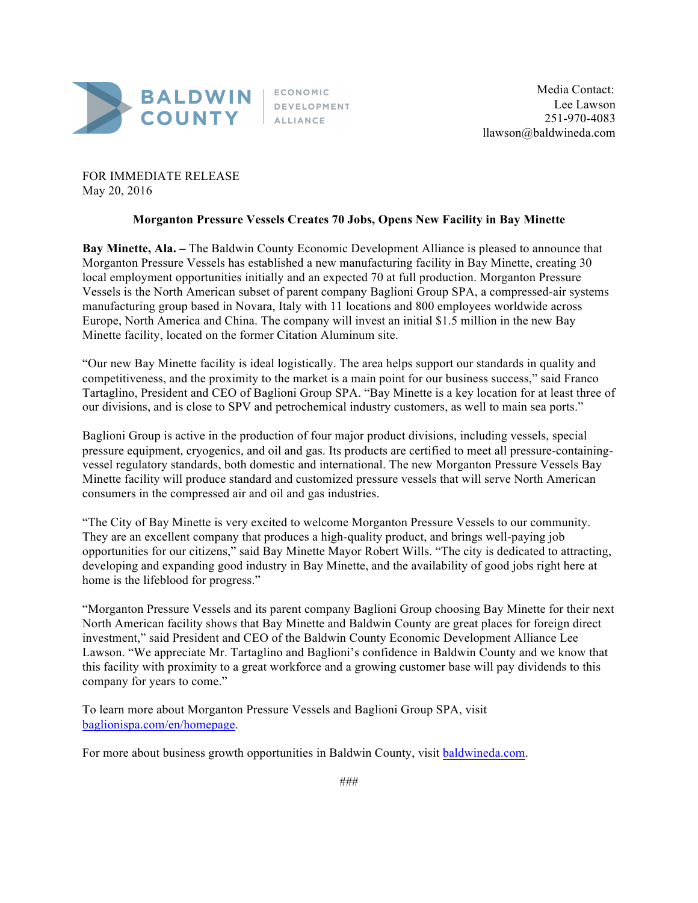BALDWIN COUNTY | ECONOMIC DEVELOPMENT ALLIANCE

Media Contact:
Lee Lawson
251-970-4083
llawson@baldwineda.com

FOR IMMEDIATE RELEASE
May 20, 2016

**Morganton Pressure Vessels Creates 70 Jobs, Opens New Facility in Bay Minette**

**Bay Minette, Ala. –** The Baldwin County Economic Development Alliance is pleased to announce that Morganton Pressure Vessels has established a new manufacturing facility in Bay Minette, creating 30 local employment opportunities initially and an expected 70 at full production. Morganton Pressure Vessels is the North American subset of parent company Baglioni Group SPA, a compressed-air systems manufacturing group based in Novara, Italy with 11 locations and 800 employees worldwide across Europe, North America and China. The company will invest an initial $1.5 million in the new Bay Minette facility, located on the former Citation Aluminum site.

"Our new Bay Minette facility is ideal logistically. The area helps support our standards in quality and competitiveness, and the proximity to the market is a main point for our business success," said Franco Tartaglino, President and CEO of Baglioni Group SPA. "Bay Minette is a key location for at least three of our divisions, and is close to SPV and petrochemical industry customers, as well to main sea ports."

Baglioni Group is active in the production of four major product divisions, including vessels, special pressure equipment, cryogenics, and oil and gas. Its products are certified to meet all pressure-containing-vessel regulatory standards, both domestic and international. The new Morganton Pressure Vessels Bay Minette facility will produce standard and customized pressure vessels that will serve North American consumers in the compressed air and oil and gas industries.

"The City of Bay Minette is very excited to welcome Morganton Pressure Vessels to our community. They are an excellent company that produces a high-quality product, and brings well-paying job opportunities for our citizens," said Bay Minette Mayor Robert Wills. "The city is dedicated to attracting, developing and expanding good industry in Bay Minette, and the availability of good jobs right here at home is the lifeblood for progress."

"Morganton Pressure Vessels and its parent company Baglioni Group choosing Bay Minette for their next North American facility shows that Bay Minette and Baldwin County are great places for foreign direct investment," said President and CEO of the Baldwin County Economic Development Alliance Lee Lawson. "We appreciate Mr. Tartaglino and Baglioni's confidence in Baldwin County and we know that this facility with proximity to a great workforce and a growing customer base will pay dividends to this company for years to come."

To learn more about Morganton Pressure Vessels and Baglioni Group SPA, visit baglionispa.com/en/homepage.

For more about business growth opportunities in Baldwin County, visit baldwineda.com.

###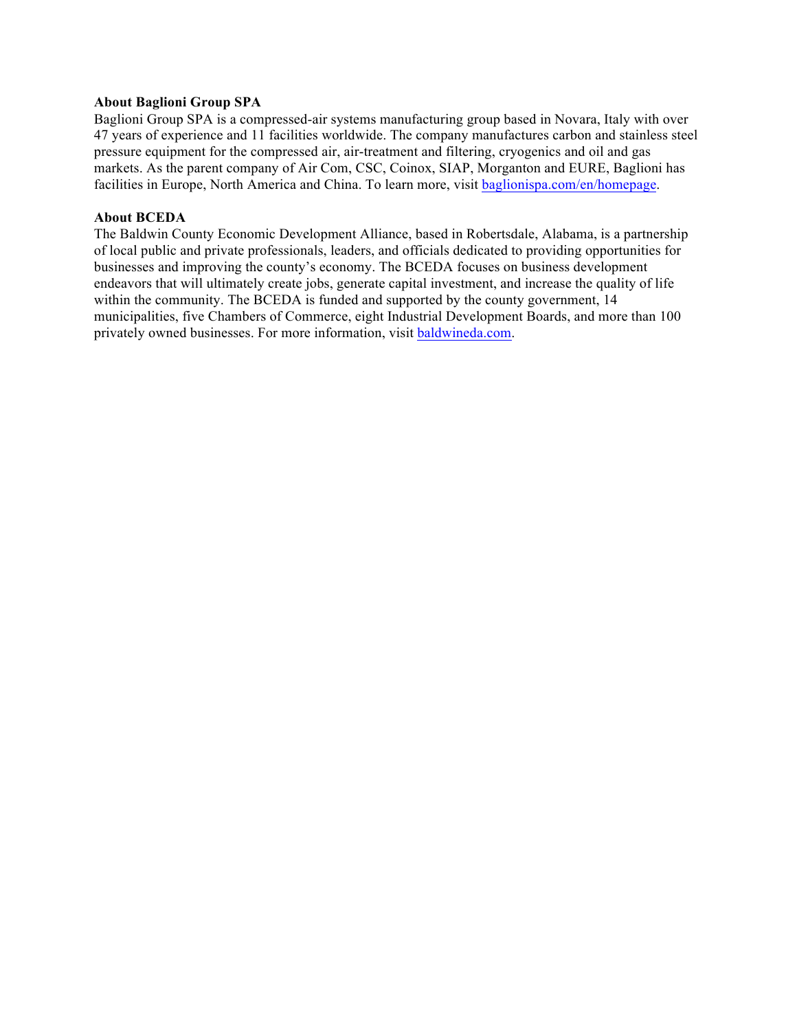**About Baglioni Group SPA**
Baglioni Group SPA is a compressed-air systems manufacturing group based in Novara, Italy with over 47 years of experience and 11 facilities worldwide. The company manufactures carbon and stainless steel pressure equipment for the compressed air, air-treatment and filtering, cryogenics and oil and gas markets. As the parent company of Air Com, CSC, Coinox, SIAP, Morganton and EURE, Baglioni has facilities in Europe, North America and China. To learn more, visit baglionispa.com/en/homepage.

**About BCEDA**
The Baldwin County Economic Development Alliance, based in Robertsdale, Alabama, is a partnership of local public and private professionals, leaders, and officials dedicated to providing opportunities for businesses and improving the county's economy. The BCEDA focuses on business development endeavors that will ultimately create jobs, generate capital investment, and increase the quality of life within the community. The BCEDA is funded and supported by the county government, 14 municipalities, five Chambers of Commerce, eight Industrial Development Boards, and more than 100 privately owned businesses. For more information, visit baldwineda.com.